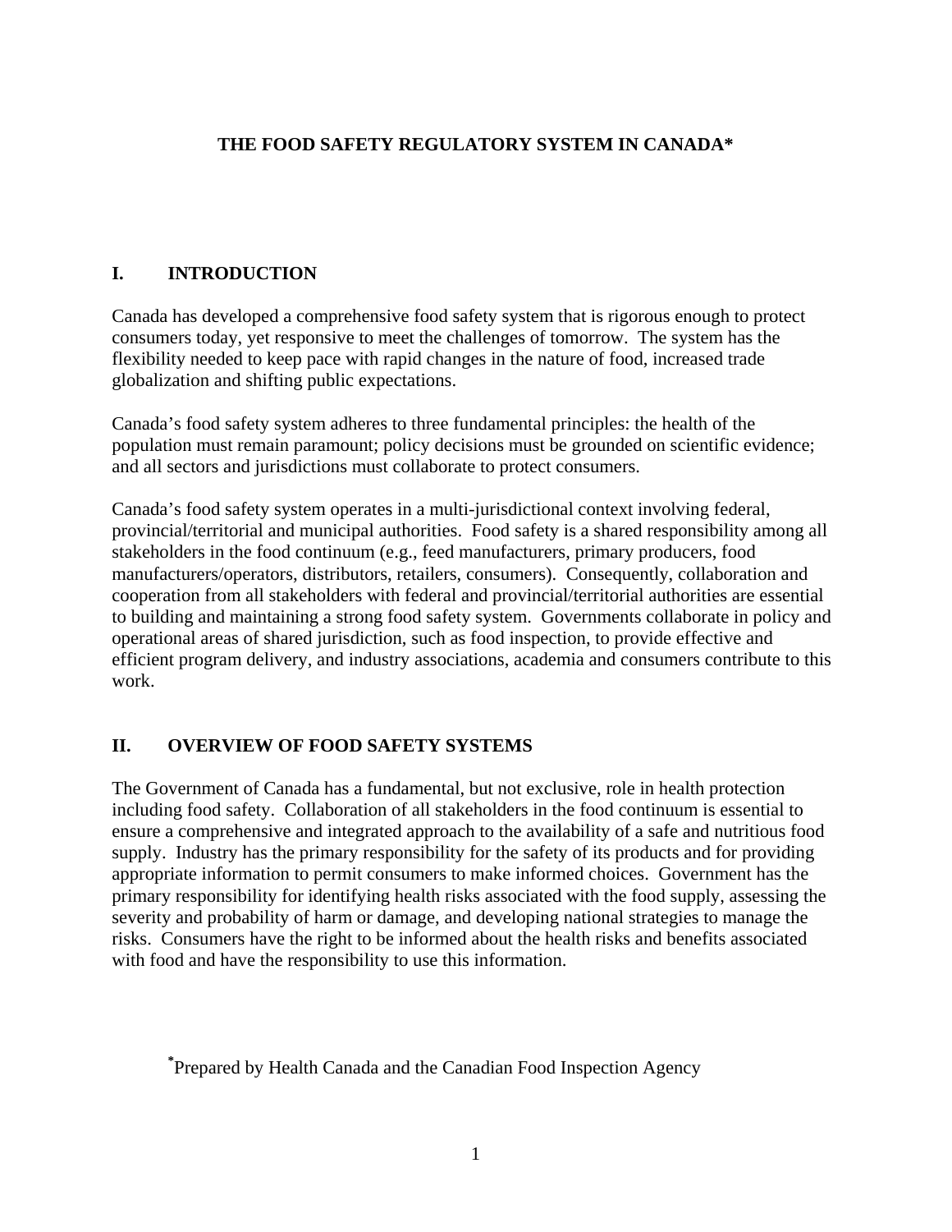# THE FOOD SAFETY REGULATORY SYSTEM IN CANADA*

## I. INTRODUCTION

Canada has developed a comprehensive food safety system that is rigorous enough to protect consumers today, yet responsive to meet the challenges of tomorrow. The system has the flexibility needed to keep pace with rapid changes in the nature of food, increased trade globalization and shifting public expectations.

Canada's food safety system adheres to three fundamental principles: the health of the population must remain paramount; policy decisions must be grounded on scientific evidence; and all sectors and jurisdictions must collaborate to protect consumers.

Canada's food safety system operates in a multi-jurisdictional context involving federal, provincial/territorial and municipal authorities. Food safety is a shared responsibility among all stakeholders in the food continuum (e.g., feed manufacturers, primary producers, food manufacturers/operators, distributors, retailers, consumers). Consequently, collaboration and cooperation from all stakeholders with federal and provincial/territorial authorities are essential to building and maintaining a strong food safety system. Governments collaborate in policy and operational areas of shared jurisdiction, such as food inspection, to provide effective and efficient program delivery, and industry associations, academia and consumers contribute to this work.

## II. OVERVIEW OF FOOD SAFETY SYSTEMS

The Government of Canada has a fundamental, but not exclusive, role in health protection including food safety. Collaboration of all stakeholders in the food continuum is essential to ensure a comprehensive and integrated approach to the availability of a safe and nutritious food supply. Industry has the primary responsibility for the safety of its products and for providing appropriate information to permit consumers to make informed choices. Government has the primary responsibility for identifying health risks associated with the food supply, assessing the severity and probability of harm or damage, and developing national strategies to manage the risks. Consumers have the right to be informed about the health risks and benefits associated with food and have the responsibility to use this information.

*Prepared by Health Canada and the Canadian Food Inspection Agency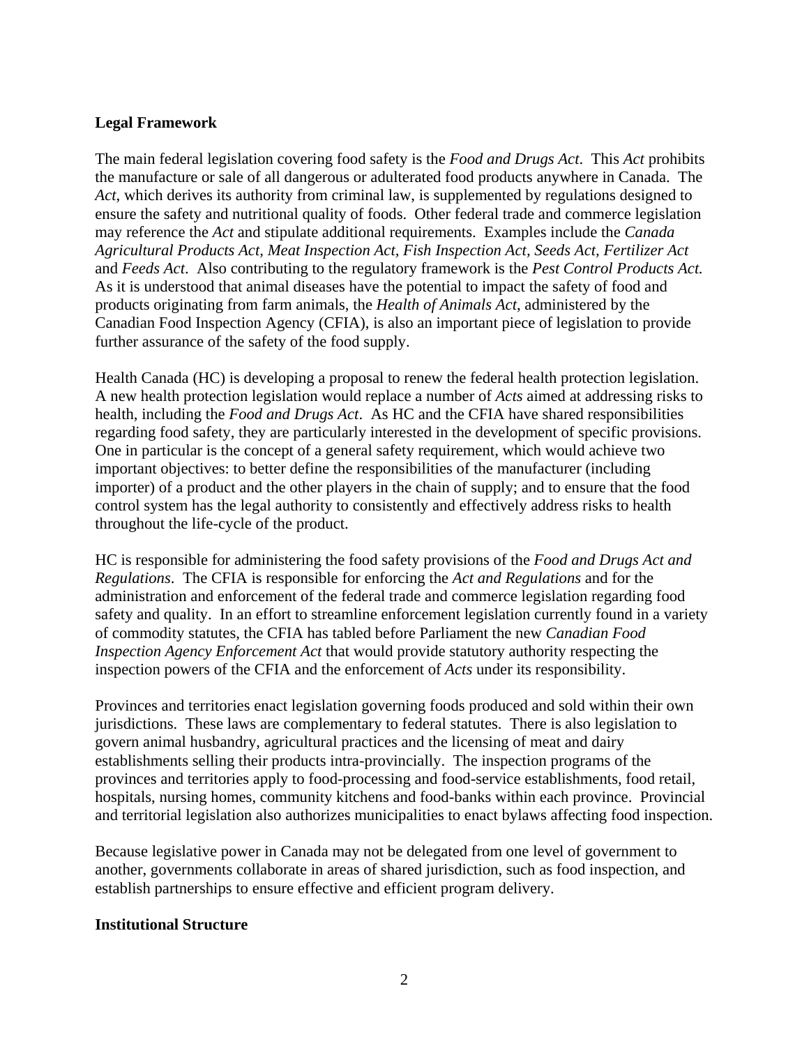## Legal Framework

The main federal legislation covering food safety is the *Food and Drugs Act*. This *Act* prohibits the manufacture or sale of all dangerous or adulterated food products anywhere in Canada. The *Act*, which derives its authority from criminal law, is supplemented by regulations designed to ensure the safety and nutritional quality of foods. Other federal trade and commerce legislation may reference the *Act* and stipulate additional requirements. Examples include the *Canada Agricultural Products Act, Meat Inspection Act, Fish Inspection Act, Seeds Act, Fertilizer Act* and *Feeds Act*. Also contributing to the regulatory framework is the *Pest Control Products Act.* As it is understood that animal diseases have the potential to impact the safety of food and products originating from farm animals, the *Health of Animals Act*, administered by the Canadian Food Inspection Agency (CFIA), is also an important piece of legislation to provide further assurance of the safety of the food supply.

Health Canada (HC) is developing a proposal to renew the federal health protection legislation. A new health protection legislation would replace a number of *Acts* aimed at addressing risks to health, including the *Food and Drugs Act*. As HC and the CFIA have shared responsibilities regarding food safety, they are particularly interested in the development of specific provisions. One in particular is the concept of a general safety requirement, which would achieve two important objectives: to better define the responsibilities of the manufacturer (including importer) of a product and the other players in the chain of supply; and to ensure that the food control system has the legal authority to consistently and effectively address risks to health throughout the life-cycle of the product.

HC is responsible for administering the food safety provisions of the *Food and Drugs Act and Regulations*. The CFIA is responsible for enforcing the *Act and Regulations* and for the administration and enforcement of the federal trade and commerce legislation regarding food safety and quality. In an effort to streamline enforcement legislation currently found in a variety of commodity statutes, the CFIA has tabled before Parliament the new *Canadian Food Inspection Agency Enforcement Act* that would provide statutory authority respecting the inspection powers of the CFIA and the enforcement of *Acts* under its responsibility.

Provinces and territories enact legislation governing foods produced and sold within their own jurisdictions. These laws are complementary to federal statutes. There is also legislation to govern animal husbandry, agricultural practices and the licensing of meat and dairy establishments selling their products intra-provincially. The inspection programs of the provinces and territories apply to food-processing and food-service establishments, food retail, hospitals, nursing homes, community kitchens and food-banks within each province. Provincial and territorial legislation also authorizes municipalities to enact bylaws affecting food inspection.

Because legislative power in Canada may not be delegated from one level of government to another, governments collaborate in areas of shared jurisdiction, such as food inspection, and establish partnerships to ensure effective and efficient program delivery.

## Institutional Structure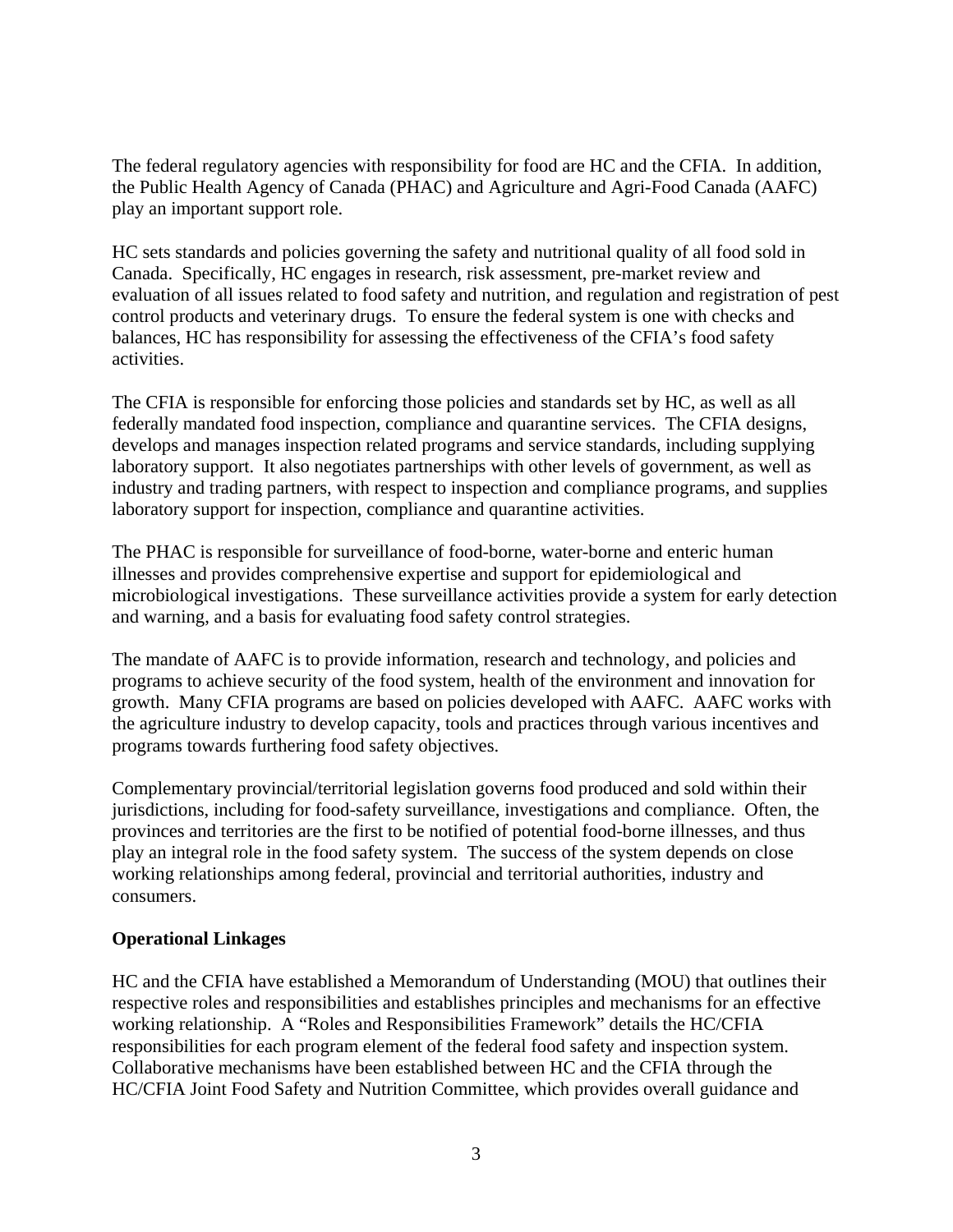The federal regulatory agencies with responsibility for food are HC and the CFIA. In addition, the Public Health Agency of Canada (PHAC) and Agriculture and Agri-Food Canada (AAFC) play an important support role.

HC sets standards and policies governing the safety and nutritional quality of all food sold in Canada. Specifically, HC engages in research, risk assessment, pre-market review and evaluation of all issues related to food safety and nutrition, and regulation and registration of pest control products and veterinary drugs. To ensure the federal system is one with checks and balances, HC has responsibility for assessing the effectiveness of the CFIA's food safety activities.

The CFIA is responsible for enforcing those policies and standards set by HC, as well as all federally mandated food inspection, compliance and quarantine services. The CFIA designs, develops and manages inspection related programs and service standards, including supplying laboratory support. It also negotiates partnerships with other levels of government, as well as industry and trading partners, with respect to inspection and compliance programs, and supplies laboratory support for inspection, compliance and quarantine activities.

The PHAC is responsible for surveillance of food-borne, water-borne and enteric human illnesses and provides comprehensive expertise and support for epidemiological and microbiological investigations. These surveillance activities provide a system for early detection and warning, and a basis for evaluating food safety control strategies.

The mandate of AAFC is to provide information, research and technology, and policies and programs to achieve security of the food system, health of the environment and innovation for growth. Many CFIA programs are based on policies developed with AAFC. AAFC works with the agriculture industry to develop capacity, tools and practices through various incentives and programs towards furthering food safety objectives.

Complementary provincial/territorial legislation governs food produced and sold within their jurisdictions, including for food-safety surveillance, investigations and compliance. Often, the provinces and territories are the first to be notified of potential food-borne illnesses, and thus play an integral role in the food safety system. The success of the system depends on close working relationships among federal, provincial and territorial authorities, industry and consumers.

**Operational Linkages**

HC and the CFIA have established a Memorandum of Understanding (MOU) that outlines their respective roles and responsibilities and establishes principles and mechanisms for an effective working relationship. A "Roles and Responsibilities Framework" details the HC/CFIA responsibilities for each program element of the federal food safety and inspection system. Collaborative mechanisms have been established between HC and the CFIA through the HC/CFIA Joint Food Safety and Nutrition Committee, which provides overall guidance and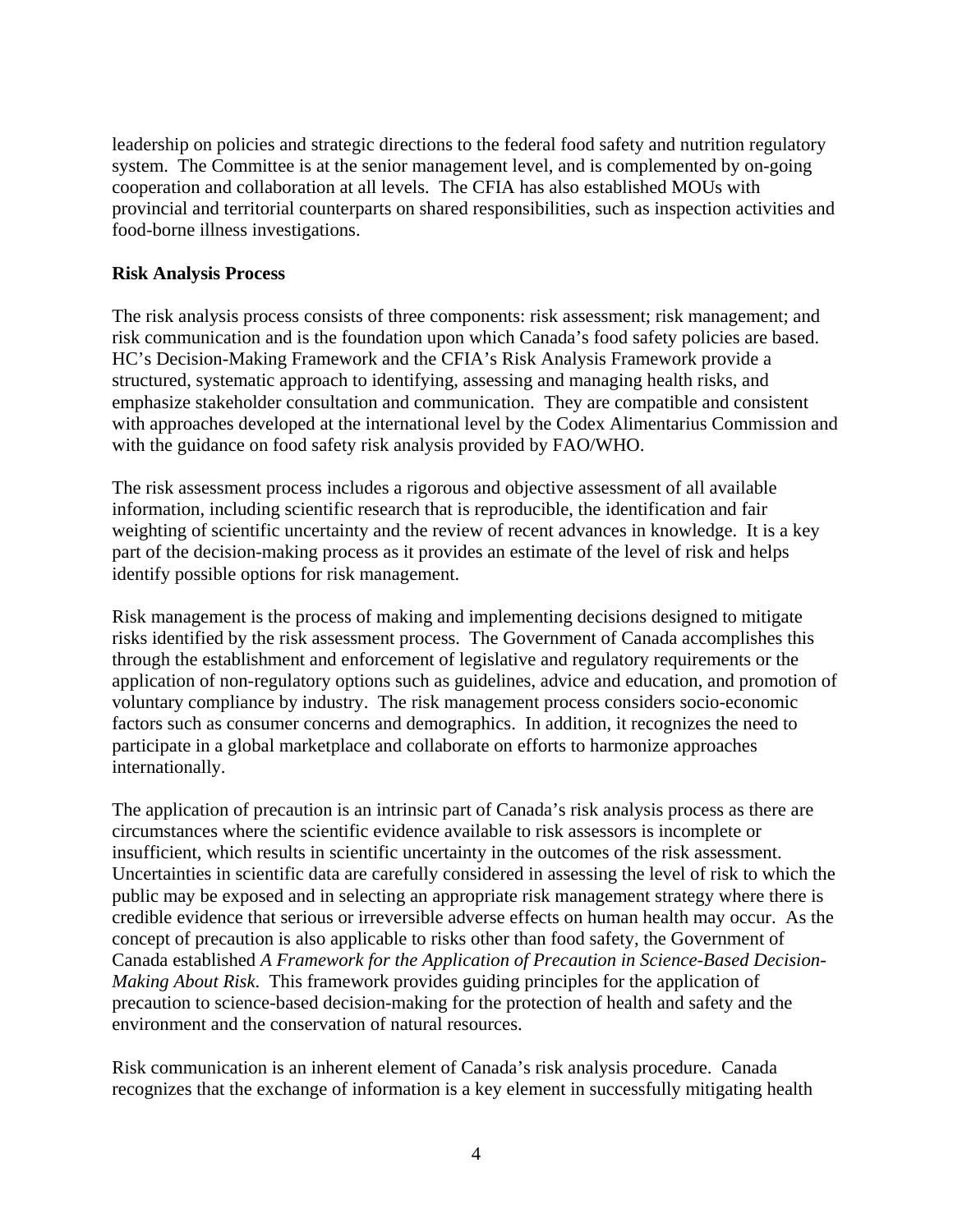leadership on policies and strategic directions to the federal food safety and nutrition regulatory system. The Committee is at the senior management level, and is complemented by on-going cooperation and collaboration at all levels. The CFIA has also established MOUs with provincial and territorial counterparts on shared responsibilities, such as inspection activities and food-borne illness investigations.

**Risk Analysis Process**

The risk analysis process consists of three components: risk assessment; risk management; and risk communication and is the foundation upon which Canada's food safety policies are based. HC's Decision-Making Framework and the CFIA's Risk Analysis Framework provide a structured, systematic approach to identifying, assessing and managing health risks, and emphasize stakeholder consultation and communication. They are compatible and consistent with approaches developed at the international level by the Codex Alimentarius Commission and with the guidance on food safety risk analysis provided by FAO/WHO.

The risk assessment process includes a rigorous and objective assessment of all available information, including scientific research that is reproducible, the identification and fair weighting of scientific uncertainty and the review of recent advances in knowledge. It is a key part of the decision-making process as it provides an estimate of the level of risk and helps identify possible options for risk management.

Risk management is the process of making and implementing decisions designed to mitigate risks identified by the risk assessment process. The Government of Canada accomplishes this through the establishment and enforcement of legislative and regulatory requirements or the application of non-regulatory options such as guidelines, advice and education, and promotion of voluntary compliance by industry. The risk management process considers socio-economic factors such as consumer concerns and demographics. In addition, it recognizes the need to participate in a global marketplace and collaborate on efforts to harmonize approaches internationally.

The application of precaution is an intrinsic part of Canada's risk analysis process as there are circumstances where the scientific evidence available to risk assessors is incomplete or insufficient, which results in scientific uncertainty in the outcomes of the risk assessment. Uncertainties in scientific data are carefully considered in assessing the level of risk to which the public may be exposed and in selecting an appropriate risk management strategy where there is credible evidence that serious or irreversible adverse effects on human health may occur. As the concept of precaution is also applicable to risks other than food safety, the Government of Canada established *A Framework for the Application of Precaution in Science-Based Decision-Making About Risk*. This framework provides guiding principles for the application of precaution to science-based decision-making for the protection of health and safety and the environment and the conservation of natural resources.

Risk communication is an inherent element of Canada's risk analysis procedure. Canada recognizes that the exchange of information is a key element in successfully mitigating health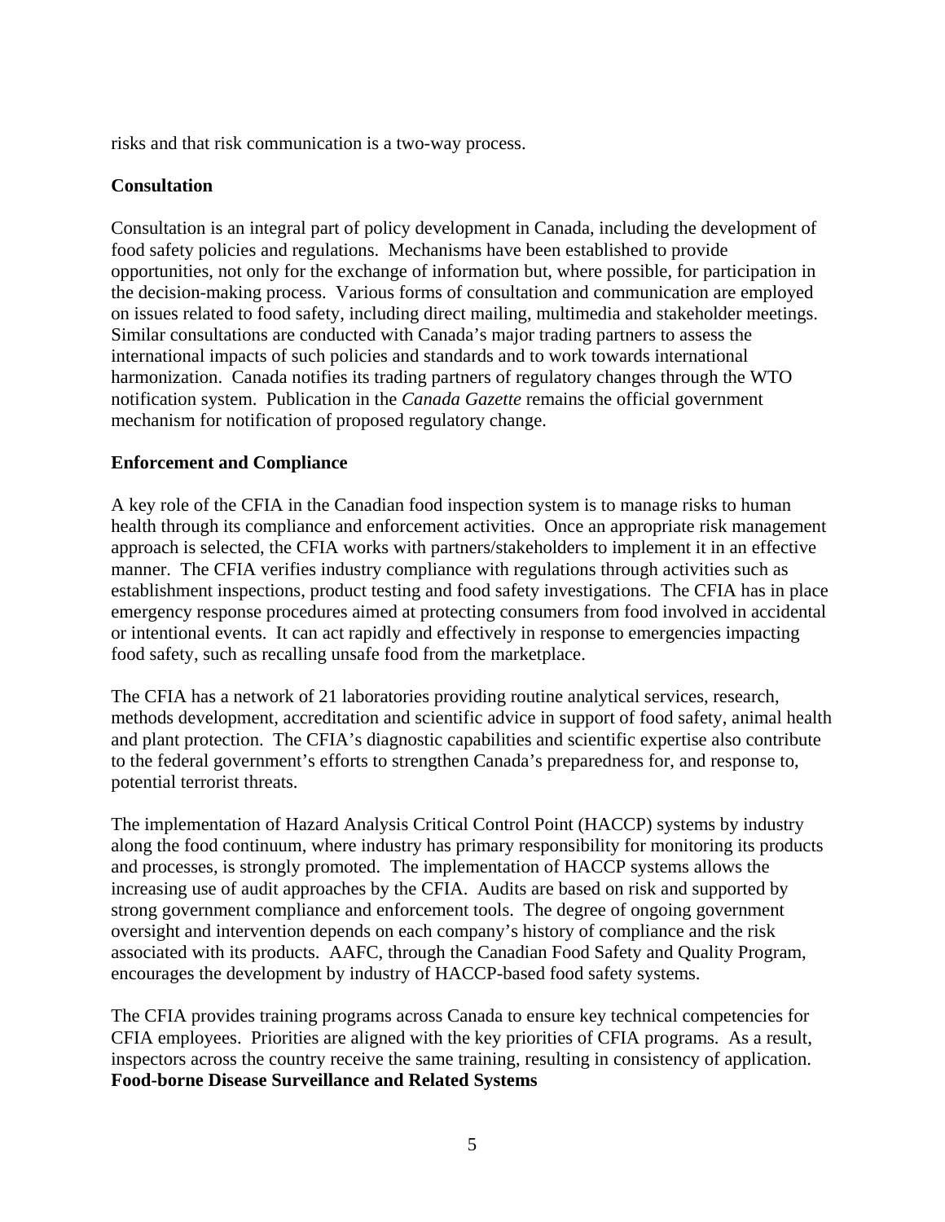risks and that risk communication is a two-way process.

**Consultation**

Consultation is an integral part of policy development in Canada, including the development of food safety policies and regulations. Mechanisms have been established to provide opportunities, not only for the exchange of information but, where possible, for participation in the decision-making process. Various forms of consultation and communication are employed on issues related to food safety, including direct mailing, multimedia and stakeholder meetings. Similar consultations are conducted with Canada's major trading partners to assess the international impacts of such policies and standards and to work towards international harmonization. Canada notifies its trading partners of regulatory changes through the WTO notification system. Publication in the *Canada Gazette* remains the official government mechanism for notification of proposed regulatory change.

**Enforcement and Compliance**

A key role of the CFIA in the Canadian food inspection system is to manage risks to human health through its compliance and enforcement activities. Once an appropriate risk management approach is selected, the CFIA works with partners/stakeholders to implement it in an effective manner. The CFIA verifies industry compliance with regulations through activities such as establishment inspections, product testing and food safety investigations. The CFIA has in place emergency response procedures aimed at protecting consumers from food involved in accidental or intentional events. It can act rapidly and effectively in response to emergencies impacting food safety, such as recalling unsafe food from the marketplace.

The CFIA has a network of 21 laboratories providing routine analytical services, research, methods development, accreditation and scientific advice in support of food safety, animal health and plant protection. The CFIA's diagnostic capabilities and scientific expertise also contribute to the federal government's efforts to strengthen Canada's preparedness for, and response to, potential terrorist threats.

The implementation of Hazard Analysis Critical Control Point (HACCP) systems by industry along the food continuum, where industry has primary responsibility for monitoring its products and processes, is strongly promoted. The implementation of HACCP systems allows the increasing use of audit approaches by the CFIA. Audits are based on risk and supported by strong government compliance and enforcement tools. The degree of ongoing government oversight and intervention depends on each company's history of compliance and the risk associated with its products. AAFC, through the Canadian Food Safety and Quality Program, encourages the development by industry of HACCP-based food safety systems.

The CFIA provides training programs across Canada to ensure key technical competencies for CFIA employees. Priorities are aligned with the key priorities of CFIA programs. As a result, inspectors across the country receive the same training, resulting in consistency of application.

**Food-borne Disease Surveillance and Related Systems**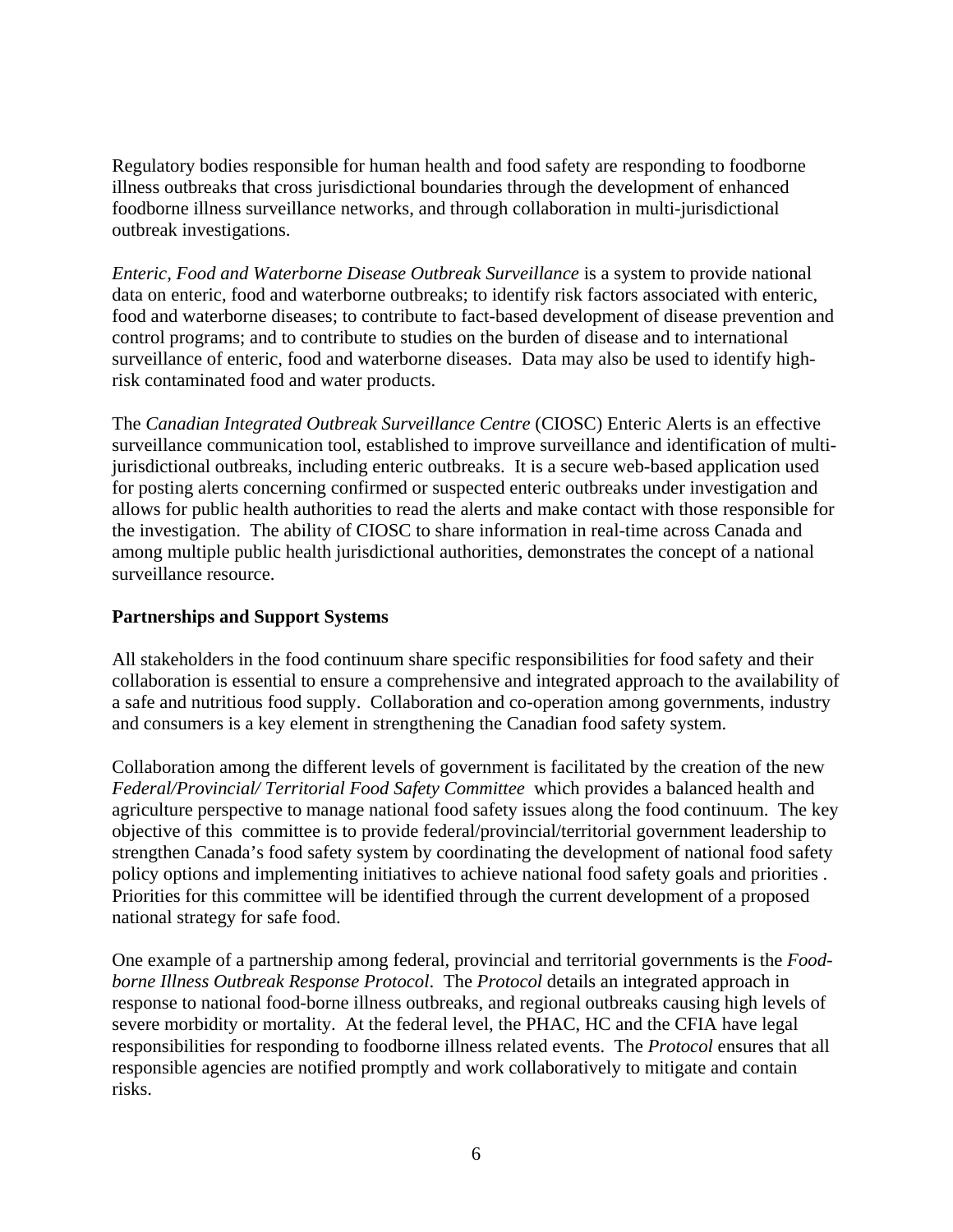Regulatory bodies responsible for human health and food safety are responding to foodborne illness outbreaks that cross jurisdictional boundaries through the development of enhanced foodborne illness surveillance networks, and through collaboration in multi-jurisdictional outbreak investigations.

*Enteric, Food and Waterborne Disease Outbreak Surveillance* is a system to provide national data on enteric, food and waterborne outbreaks; to identify risk factors associated with enteric, food and waterborne diseases; to contribute to fact-based development of disease prevention and control programs; and to contribute to studies on the burden of disease and to international surveillance of enteric, food and waterborne diseases. Data may also be used to identify high-risk contaminated food and water products.

The *Canadian Integrated Outbreak Surveillance Centre* (CIOSC) Enteric Alerts is an effective surveillance communication tool, established to improve surveillance and identification of multi-jurisdictional outbreaks, including enteric outbreaks. It is a secure web-based application used for posting alerts concerning confirmed or suspected enteric outbreaks under investigation and allows for public health authorities to read the alerts and make contact with those responsible for the investigation. The ability of CIOSC to share information in real-time across Canada and among multiple public health jurisdictional authorities, demonstrates the concept of a national surveillance resource.

**Partnerships and Support Systems**

All stakeholders in the food continuum share specific responsibilities for food safety and their collaboration is essential to ensure a comprehensive and integrated approach to the availability of a safe and nutritious food supply. Collaboration and co-operation among governments, industry and consumers is a key element in strengthening the Canadian food safety system.

Collaboration among the different levels of government is facilitated by the creation of the new *Federal/Provincial/ Territorial Food Safety Committee* which provides a balanced health and agriculture perspective to manage national food safety issues along the food continuum. The key objective of this committee is to provide federal/provincial/territorial government leadership to strengthen Canada's food safety system by coordinating the development of national food safety policy options and implementing initiatives to achieve national food safety goals and priorities . Priorities for this committee will be identified through the current development of a proposed national strategy for safe food.

One example of a partnership among federal, provincial and territorial governments is the *Food-borne Illness Outbreak Response Protocol*. The *Protocol* details an integrated approach in response to national food-borne illness outbreaks, and regional outbreaks causing high levels of severe morbidity or mortality. At the federal level, the PHAC, HC and the CFIA have legal responsibilities for responding to foodborne illness related events. The *Protocol* ensures that all responsible agencies are notified promptly and work collaboratively to mitigate and contain risks.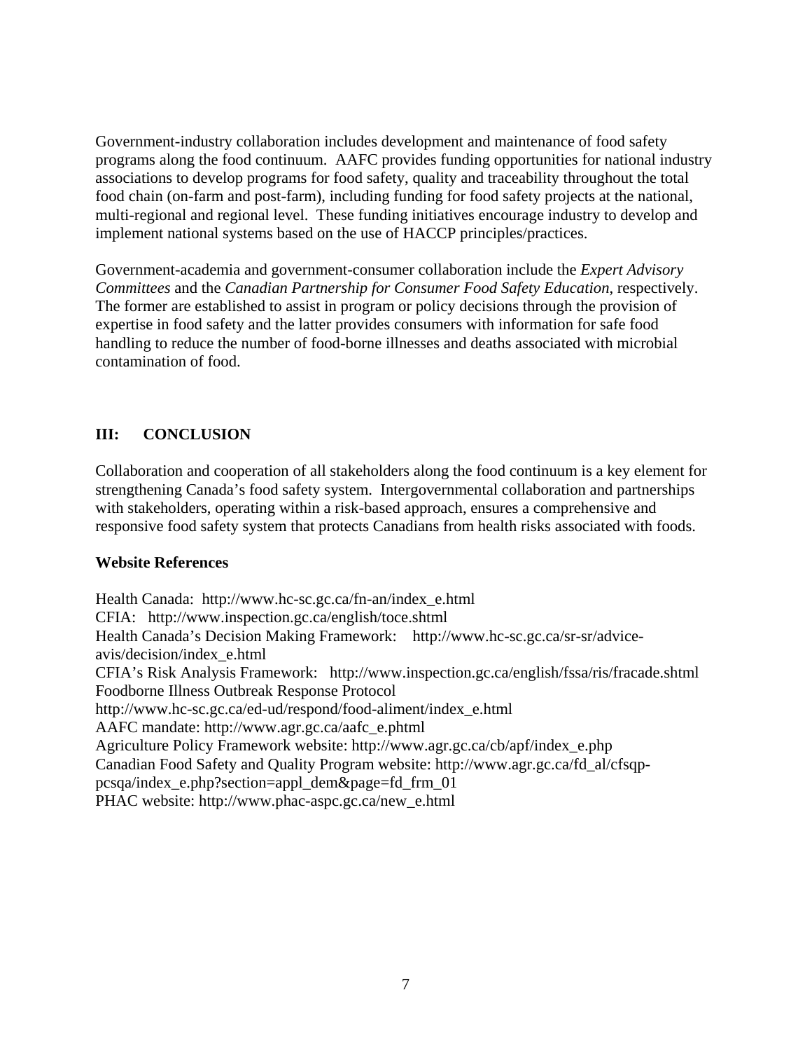Government-industry collaboration includes development and maintenance of food safety programs along the food continuum. AAFC provides funding opportunities for national industry associations to develop programs for food safety, quality and traceability throughout the total food chain (on-farm and post-farm), including funding for food safety projects at the national, multi-regional and regional level. These funding initiatives encourage industry to develop and implement national systems based on the use of HACCP principles/practices.

Government-academia and government-consumer collaboration include the *Expert Advisory Committees* and the *Canadian Partnership for Consumer Food Safety Education*, respectively. The former are established to assist in program or policy decisions through the provision of expertise in food safety and the latter provides consumers with information for safe food handling to reduce the number of food-borne illnesses and deaths associated with microbial contamination of food.

## III: CONCLUSION

Collaboration and cooperation of all stakeholders along the food continuum is a key element for strengthening Canada's food safety system. Intergovernmental collaboration and partnerships with stakeholders, operating within a risk-based approach, ensures a comprehensive and responsive food safety system that protects Canadians from health risks associated with foods.

### Website References

Health Canada: http://www.hc-sc.gc.ca/fn-an/index_e.html
CFIA: http://www.inspection.gc.ca/english/toce.shtml
Health Canada's Decision Making Framework: http://www.hc-sc.gc.ca/sr-sr/advice-avis/decision/index_e.html
CFIA's Risk Analysis Framework: http://www.inspection.gc.ca/english/fssa/ris/fracade.shtml
Foodborne Illness Outbreak Response Protocol
http://www.hc-sc.gc.ca/ed-ud/respond/food-aliment/index_e.html
AAFC mandate: http://www.agr.gc.ca/aafc_e.phtml
Agriculture Policy Framework website: http://www.agr.gc.ca/cb/apf/index_e.php
Canadian Food Safety and Quality Program website: http://www.agr.gc.ca/fd_al/cfsqp-pcsqa/index_e.php?section=appl_dem&page=fd_frm_01
PHAC website: http://www.phac-aspc.gc.ca/new_e.html